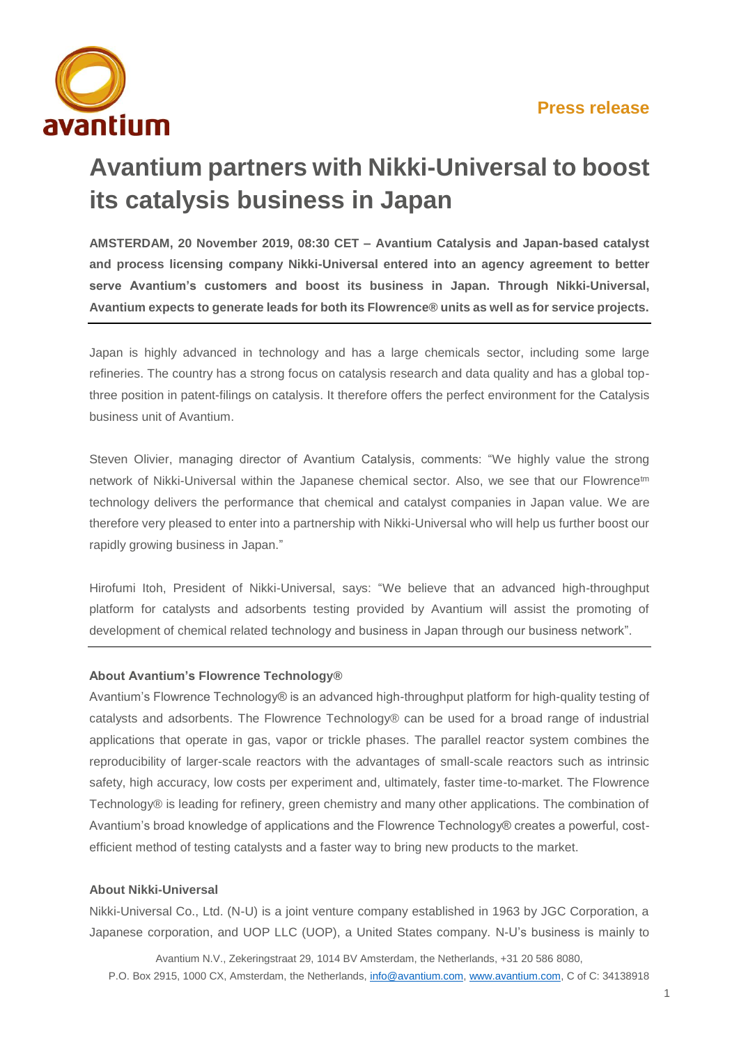**Press release**

# Avantium partners with Nikki-Universal to boost its catalysis business in Japan

**AMSTERDAM, 20 November 2019, 08:30 CET – Avantium Catalysis and Japan-based catalyst and process licensing company Nikki-Universal entered into an agency agreement to better serve Avantium's customers and boost its business in Japan. Through Nikki-Universal, Avantium expects to generate leads for both its Flowrence® units as well as for service projects.**

---

Japan is highly advanced in technology and has a large chemicals sector, including some large refineries. The country has a strong focus on catalysis research and data quality and has a global top-three position in patent-filings on catalysis. It therefore offers the perfect environment for the Catalysis business unit of Avantium.

Steven Olivier, managing director of Avantium Catalysis, comments: "We highly value the strong network of Nikki-Universal within the Japanese chemical sector. Also, we see that our Flowrence™ technology delivers the performance that chemical and catalyst companies in Japan value. We are therefore very pleased to enter into a partnership with Nikki-Universal who will help us further boost our rapidly growing business in Japan."

Hirofumi Itoh, President of Nikki-Universal, says: "We believe that an advanced high-throughput platform for catalysts and adsorbents testing provided by Avantium will assist the promoting of development of chemical related technology and business in Japan through our business network".

---

**About Avantium's Flowrence Technology®**

Avantium's Flowrence Technology® is an advanced high-throughput platform for high-quality testing of catalysts and adsorbents. The Flowrence Technology® can be used for a broad range of industrial applications that operate in gas, vapor or trickle phases. The parallel reactor system combines the reproducibility of larger-scale reactors with the advantages of small-scale reactors such as intrinsic safety, high accuracy, low costs per experiment and, ultimately, faster time-to-market. The Flowrence Technology® is leading for refinery, green chemistry and many other applications. The combination of Avantium's broad knowledge of applications and the Flowrence Technology® creates a powerful, cost-efficient method of testing catalysts and a faster way to bring new products to the market.

**About Nikki-Universal**

Nikki-Universal Co., Ltd. (N-U) is a joint venture company established in 1963 by JGC Corporation, a Japanese corporation, and UOP LLC (UOP), a United States company. N-U's business is mainly to

Avantium N.V., Zekeringstraat 29, 1014 BV Amsterdam, the Netherlands, +31 20 586 8080,
P.O. Box 2915, 1000 CX, Amsterdam, the Netherlands, info@avantium.com, www.avantium.com, C of C: 34138918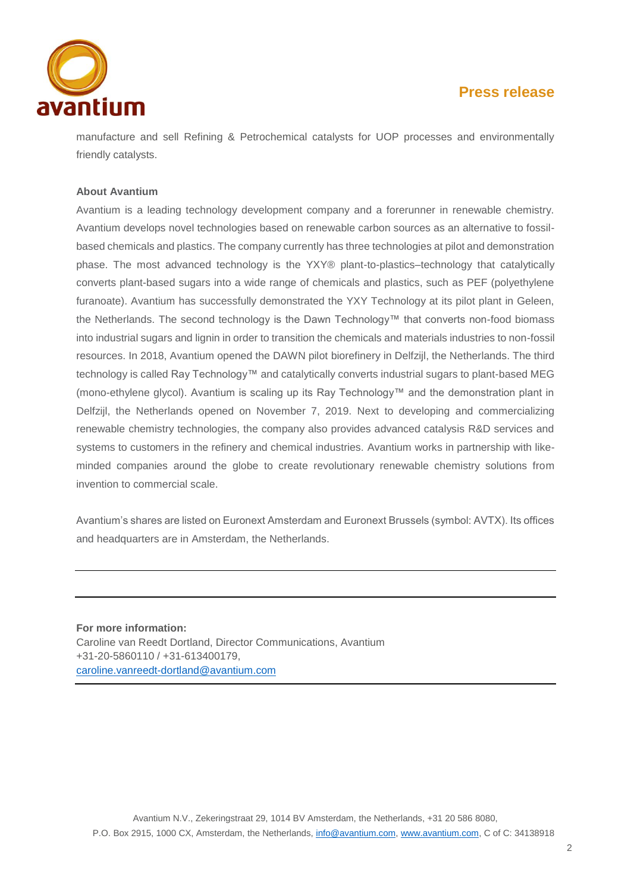manufacture and sell Refining & Petrochemical catalysts for UOP processes and environmentally friendly catalysts.

**About Avantium**

Avantium is a leading technology development company and a forerunner in renewable chemistry. Avantium develops novel technologies based on renewable carbon sources as an alternative to fossil-based chemicals and plastics. The company currently has three technologies at pilot and demonstration phase. The most advanced technology is the YXY® plant-to-plastics–technology that catalytically converts plant-based sugars into a wide range of chemicals and plastics, such as PEF (polyethylene furanoate). Avantium has successfully demonstrated the YXY Technology at its pilot plant in Geleen, the Netherlands. The second technology is the Dawn Technology™ that converts non-food biomass into industrial sugars and lignin in order to transition the chemicals and materials industries to non-fossil resources. In 2018, Avantium opened the DAWN pilot biorefinery in Delfzijl, the Netherlands. The third technology is called Ray Technology™ and catalytically converts industrial sugars to plant-based MEG (mono-ethylene glycol). Avantium is scaling up its Ray Technology™ and the demonstration plant in Delfzijl, the Netherlands opened on November 7, 2019. Next to developing and commercializing renewable chemistry technologies, the company also provides advanced catalysis R&D services and systems to customers in the refinery and chemical industries. Avantium works in partnership with like-minded companies around the globe to create revolutionary renewable chemistry solutions from invention to commercial scale.

Avantium's shares are listed on Euronext Amsterdam and Euronext Brussels (symbol: AVTX). Its offices and headquarters are in Amsterdam, the Netherlands.

---

---

**For more information:**
Caroline van Reedt Dortland, Director Communications, Avantium
+31-20-5860110 / +31-613400179,
caroline.vanreedt-dortland@avantium.com

---

Avantium N.V., Zekeringstraat 29, 1014 BV Amsterdam, the Netherlands, +31 20 586 8080,
P.O. Box 2915, 1000 CX, Amsterdam, the Netherlands, info@avantium.com, www.avantium.com, C of C: 34138918